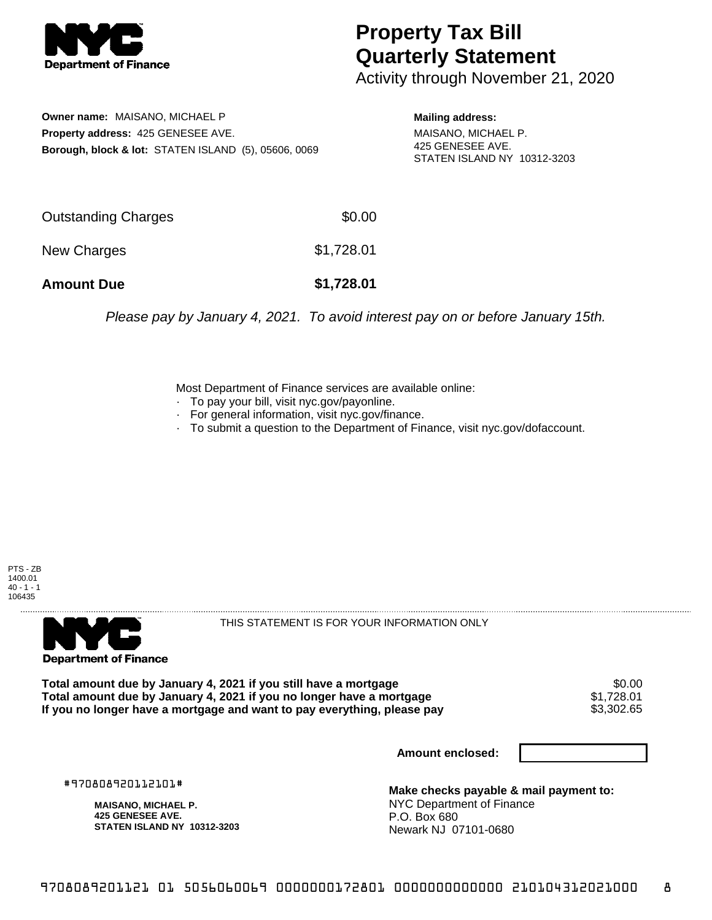# Property Tax Bill Quarterly Statement

Activity through November 21, 2020

**Owner name:** MAISANO, MICHAEL P
**Property address:** 425 GENESEE AVE.
**Borough, block & lot:** STATEN ISLAND (5), 05606, 0069

**Mailing address:**
MAISANO, MICHAEL P.
425 GENESEE AVE.
STATEN ISLAND NY 10312-3203

| | |
|---|---|
| Outstanding Charges | $0.00 |
| New Charges | $1,728.01 |
| **Amount Due** | **$1,728.01** |

*Please pay by January 4, 2021. To avoid interest pay on or before January 15th.*

Most Department of Finance services are available online:

- To pay your bill, visit nyc.gov/payonline.
- For general information, visit nyc.gov/finance.
- To submit a question to the Department of Finance, visit nyc.gov/dofaccount.

PTS - ZB
1400.01
40 - 1 - 1
106435

THIS STATEMENT IS FOR YOUR INFORMATION ONLY

| | |
|---|---|
| **Total amount due by January 4, 2021 if you still have a mortgage** | $0.00 |
| **Total amount due by January 4, 2021 if you no longer have a mortgage** | $1,728.01 |
| **If you no longer have a mortgage and want to pay everything, please pay** | $3,302.65 |

**Amount enclosed:**

#970808920112101#

**MAISANO, MICHAEL P.**
**425 GENESEE AVE.**
**STATEN ISLAND NY 10312-3203**

**Make checks payable & mail payment to:**
NYC Department of Finance
P.O. Box 680
Newark NJ 07101-0680

970808920112101 01 5056060069 0000000172801 0000000000000 210104312021000 8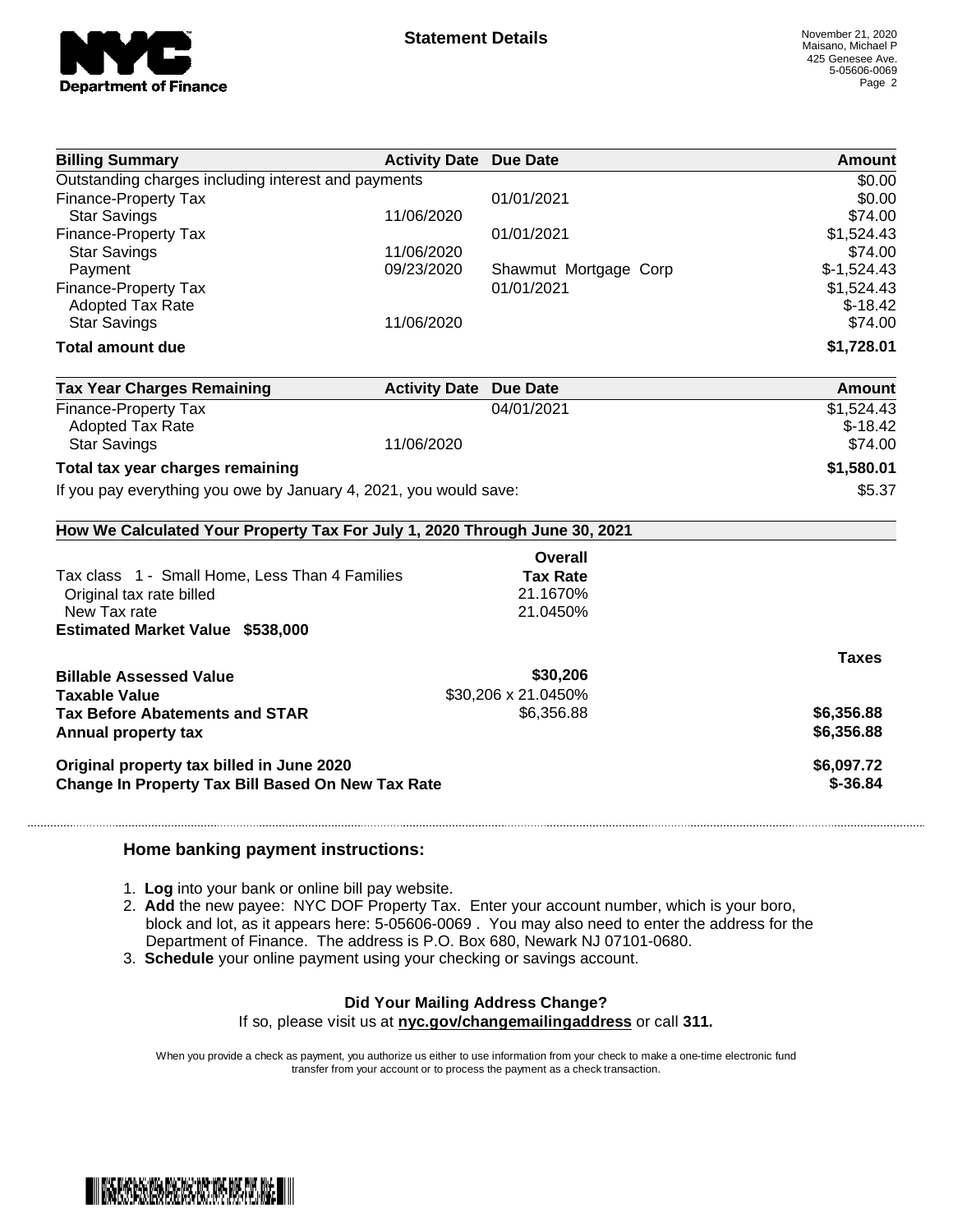**Statement Details**

November 21, 2020
Maisano, Michael P
425 Genesee Ave.
5-05606-0069

| Billing Summary | Activity Date | Due Date | Amount |
|---|---|---|---|
| Outstanding charges including interest and payments | | | $0.00 |
| Finance-Property Tax | | 01/01/2021 | $0.00 |
| Star Savings | 11/06/2020 | | $74.00 |
| Finance-Property Tax | | 01/01/2021 | $1,524.43 |
| Star Savings | 11/06/2020 | | $74.00 |
| Payment | 09/23/2020 | Shawmut Mortgage Corp | $-1,524.43 |
| Finance-Property Tax | | 01/01/2021 | $1,524.43 |
| Adopted Tax Rate | | | $-18.42 |
| Star Savings | 11/06/2020 | | $74.00 |
| **Total amount due** | | | **$1,728.01** |

| Tax Year Charges Remaining | Activity Date | Due Date | Amount |
|---|---|---|---|
| Finance-Property Tax | | 04/01/2021 | $1,524.43 |
| Adopted Tax Rate | | | $-18.42 |
| Star Savings | 11/06/2020 | | $74.00 |
| **Total tax year charges remaining** | | | **$1,580.01** |
| If you pay everything you owe by January 4, 2021, you would save: | | | $5.37 |

**How We Calculated Your Property Tax For July 1, 2020 Through June 30, 2021**

| Tax class 1 - Small Home, Less Than 4 Families | Overall Tax Rate | |
|---|---|---|
| Original tax rate billed | 21.1670% | |
| New Tax rate | 21.0450% | |
| **Estimated Market Value $538,000** | | |

| | | Taxes |
|---|---|---|
| **Billable Assessed Value** | **$30,206** | |
| **Taxable Value** | $30,206 x 21.0450% | |
| **Tax Before Abatements and STAR** | $6,356.88 | **$6,356.88** |
| **Annual property tax** | | **$6,356.88** |
| **Original property tax billed in June 2020** | | **$6,097.72** |
| **Change In Property Tax Bill Based On New Tax Rate** | | **$-36.84** |

## Home banking payment instructions:

1. **Log** into your bank or online bill pay website.
2. **Add** the new payee: NYC DOF Property Tax. Enter your account number, which is your boro, block and lot, as it appears here: 5-05606-0069 . You may also need to enter the address for the Department of Finance. The address is P.O. Box 680, Newark NJ 07101-0680.
3. **Schedule** your online payment using your checking or savings account.

**Did Your Mailing Address Change?**
If so, please visit us at **nyc.gov/changemailingaddress** or call **311.**

When you provide a check as payment, you authorize us either to use information from your check to make a one-time electronic fund transfer from your account or to process the payment as a check transaction.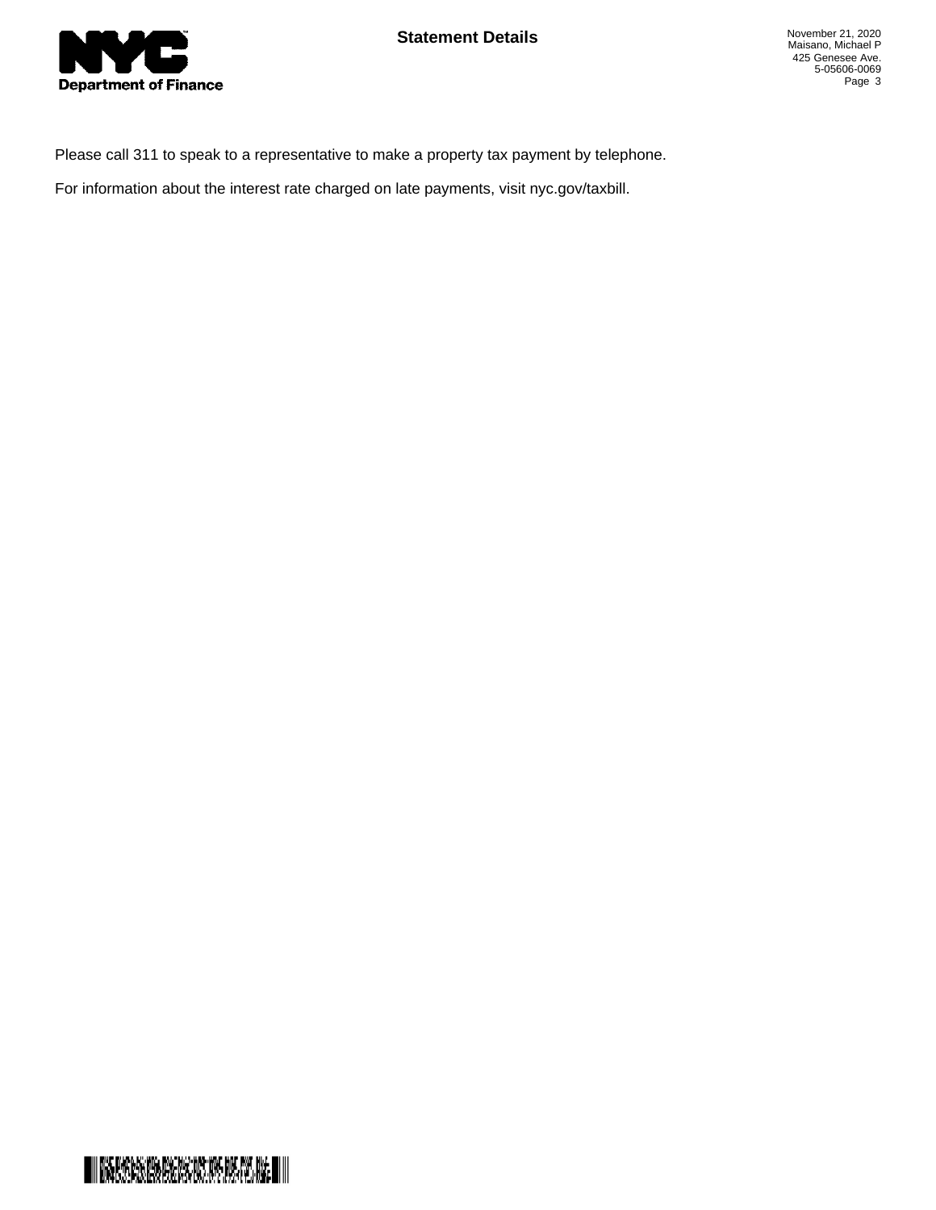Please call 311 to speak to a representative to make a property tax payment by telephone.

For information about the interest rate charged on late payments, visit nyc.gov/taxbill.